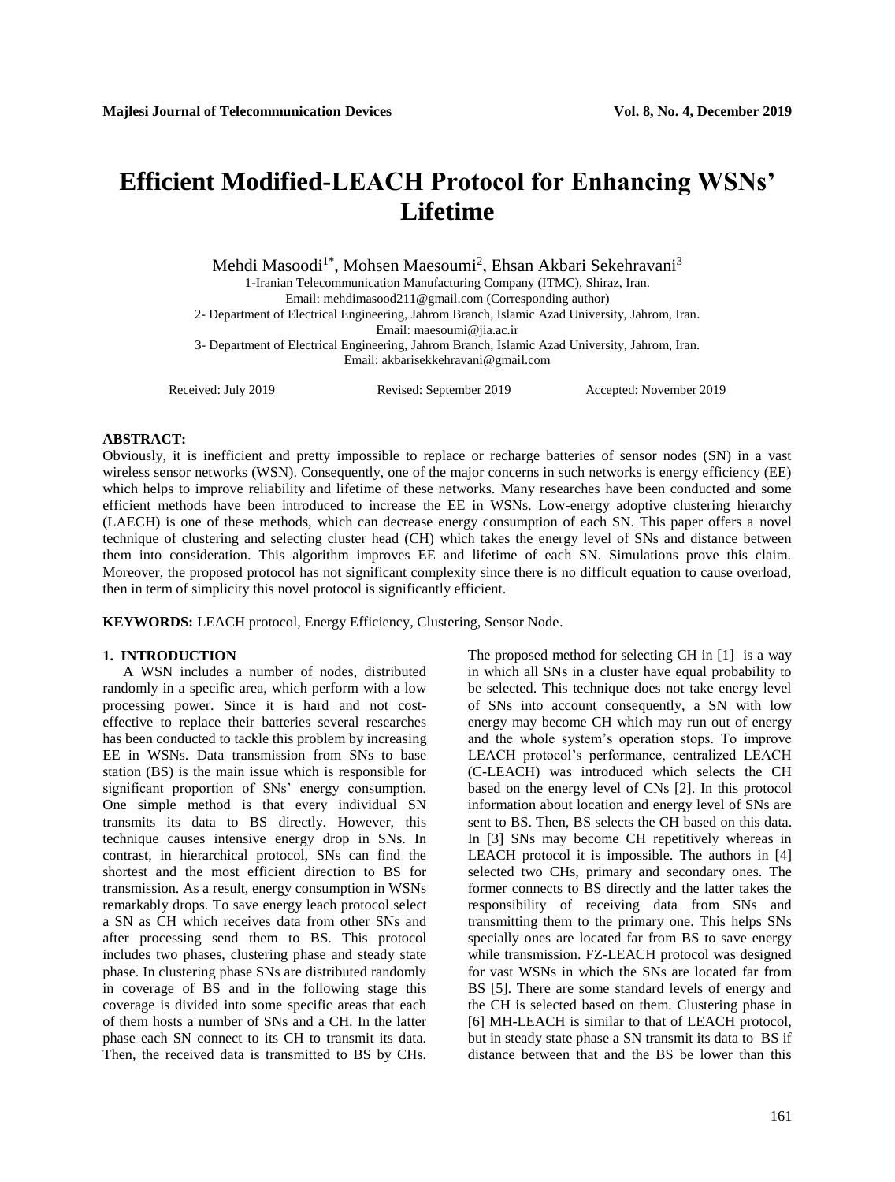# Efficient Modified-LEACH Protocol for Enhancing WSNs' Lifetime

Mehdi Masoodi[1*], Mohsen Maesoumi[2], Ehsan Akbari Sekehravani[3]

1-Iranian Telecommunication Manufacturing Company (ITMC), Shiraz, Iran.
Email: mehdimasood211@gmail.com (Corresponding author)

2- Department of Electrical Engineering, Jahrom Branch, Islamic Azad University, Jahrom, Iran.
Email: maesoumi@jia.ac.ir

3- Department of Electrical Engineering, Jahrom Branch, Islamic Azad University, Jahrom, Iran.
Email: akbarisekkehravani@gmail.com

Received: July 2019 Revised: September 2019 Accepted: November 2019

**ABSTRACT:**

Obviously, it is inefficient and pretty impossible to replace or recharge batteries of sensor nodes (SN) in a vast wireless sensor networks (WSN). Consequently, one of the major concerns in such networks is energy efficiency (EE) which helps to improve reliability and lifetime of these networks. Many researches have been conducted and some efficient methods have been introduced to increase the EE in WSNs. Low-energy adoptive clustering hierarchy (LAECH) is one of these methods, which can decrease energy consumption of each SN. This paper offers a novel technique of clustering and selecting cluster head (CH) which takes the energy level of SNs and distance between them into consideration. This algorithm improves EE and lifetime of each SN. Simulations prove this claim. Moreover, the proposed protocol has not significant complexity since there is no difficult equation to cause overload, then in term of simplicity this novel protocol is significantly efficient.

**KEYWORDS:** LEACH protocol, Energy Efficiency, Clustering, Sensor Node.

## 1. INTRODUCTION

A WSN includes a number of nodes, distributed randomly in a specific area, which perform with a low processing power. Since it is hard and not cost-effective to replace their batteries several researches has been conducted to tackle this problem by increasing EE in WSNs. Data transmission from SNs to base station (BS) is the main issue which is responsible for significant proportion of SNs' energy consumption. One simple method is that every individual SN transmits its data to BS directly. However, this technique causes intensive energy drop in SNs. In contrast, in hierarchical protocol, SNs can find the shortest and the most efficient direction to BS for transmission. As a result, energy consumption in WSNs remarkably drops. To save energy leach protocol select a SN as CH which receives data from other SNs and after processing send them to BS. This protocol includes two phases, clustering phase and steady state phase. In clustering phase SNs are distributed randomly in coverage of BS and in the following stage this coverage is divided into some specific areas that each of them hosts a number of SNs and a CH. In the latter phase each SN connect to its CH to transmit its data. Then, the received data is transmitted to BS by CHs. The proposed method for selecting CH in [1] is a way in which all SNs in a cluster have equal probability to be selected. This technique does not take energy level of SNs into account consequently, a SN with low energy may become CH which may run out of energy and the whole system's operation stops. To improve LEACH protocol's performance, centralized LEACH (C-LEACH) was introduced which selects the CH based on the energy level of CNs [2]. In this protocol information about location and energy level of SNs are sent to BS. Then, BS selects the CH based on this data. In [3] SNs may become CH repetitively whereas in LEACH protocol it is impossible. The authors in [4] selected two CHs, primary and secondary ones. The former connects to BS directly and the latter takes the responsibility of receiving data from SNs and transmitting them to the primary one. This helps SNs specially ones are located far from BS to save energy while transmission. FZ-LEACH protocol was designed for vast WSNs in which the SNs are located far from BS [5]. There are some standard levels of energy and the CH is selected based on them. Clustering phase in [6] MH-LEACH is similar to that of LEACH protocol, but in steady state phase a SN transmit its data to BS if distance between that and the BS be lower than this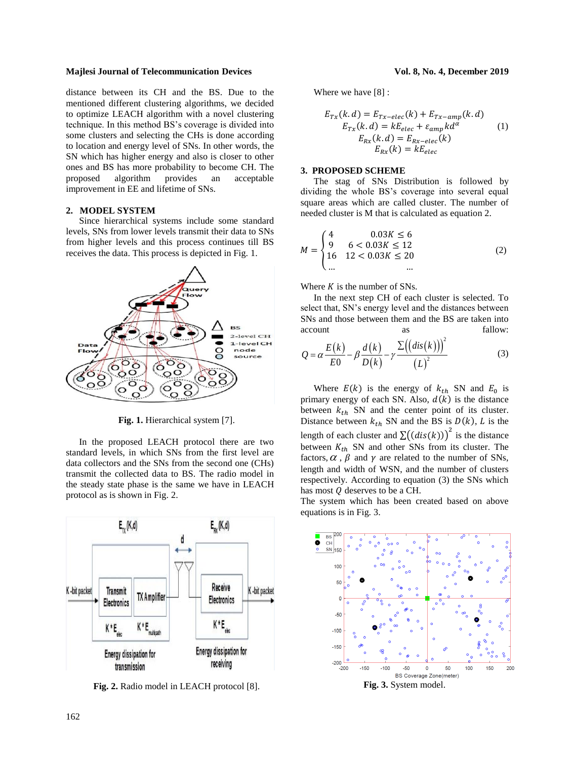distance between its CH and the BS. Due to the mentioned different clustering algorithms, we decided to optimize LEACH algorithm with a novel clustering technique. In this method BS's coverage is divided into some clusters and selecting the CHs is done according to location and energy level of SNs. In other words, the SN which has higher energy and also is closer to other ones and BS has more probability to become CH. The proposed algorithm provides an acceptable improvement in EE and lifetime of SNs.

## 2. MODEL SYSTEM

Since hierarchical systems include some standard levels, SNs from lower levels transmit their data to SNs from higher levels and this process continues till BS receives the data. This process is depicted in Fig. 1.

**Fig. 1.** Hierarchical system [7].

In the proposed LEACH protocol there are two standard levels, in which SNs from the first level are data collectors and the SNs from the second one (CHs) transmit the collected data to BS. The radio model in the steady state phase is the same we have in LEACH protocol as is shown in Fig. 2.

**Fig. 2.** Radio model in LEACH protocol [8].

Where we have [8] :

$$
\begin{aligned}
E_{Tx}(k.d) &= E_{Tx-elec}(k) + E_{Tx-amp}(k.d) \\
E_{Tx}(k.d) &= kE_{elec} + \varepsilon_{amp} k d^{\alpha} \\
E_{Rx}(k.d) &= E_{Rx-elec}(k) \\
E_{Rx}(k) &= kE_{elec}
\end{aligned}
\tag{1}
$$

## 3. PROPOSED SCHEME

The stag of SNs Distribution is followed by dividing the whole BS's coverage into several equal square areas which are called cluster. The number of needed cluster is M that is calculated as equation 2.

$$
M = \begin{cases} 4 & 0.03K \le 6 \\ 9 & 6 < 0.03K \le 12 \\ 16 & 12 < 0.03K \le 20 \\ \dots & \dots \end{cases} \tag{2}
$$

Where $K$ is the number of SNs.

In the next step CH of each cluster is selected. To select that, SN's energy level and the distances between SNs and those between them and the BS are taken into account as fallow:

$$
Q = \alpha \frac{E(k)}{E0} - \beta \frac{d(k)}{D(k)} - \gamma \frac{\sum\left(\left(dis(k)\right)\right)^2}{(L)^2} \tag{3}
$$

Where $E(k)$ is the energy of $k_{th}$ SN and $E_0$ is primary energy of each SN. Also, $d(k)$ is the distance between $k_{th}$ SN and the center point of its cluster. Distance between $k_{th}$ SN and the BS is $D(k)$, $L$ is the length of each cluster and $\sum\left(\left(dis(k)\right)\right)^2$ is the distance between $K_{th}$ SN and other SNs from its cluster. The factors, $\alpha$ , $\beta$ and $\gamma$ are related to the number of SNs, length and width of WSN, and the number of clusters respectively. According to equation (3) the SNs which has most $Q$ deserves to be a CH.

The system which has been created based on above equations is in Fig. 3.

**Fig. 3.** System model.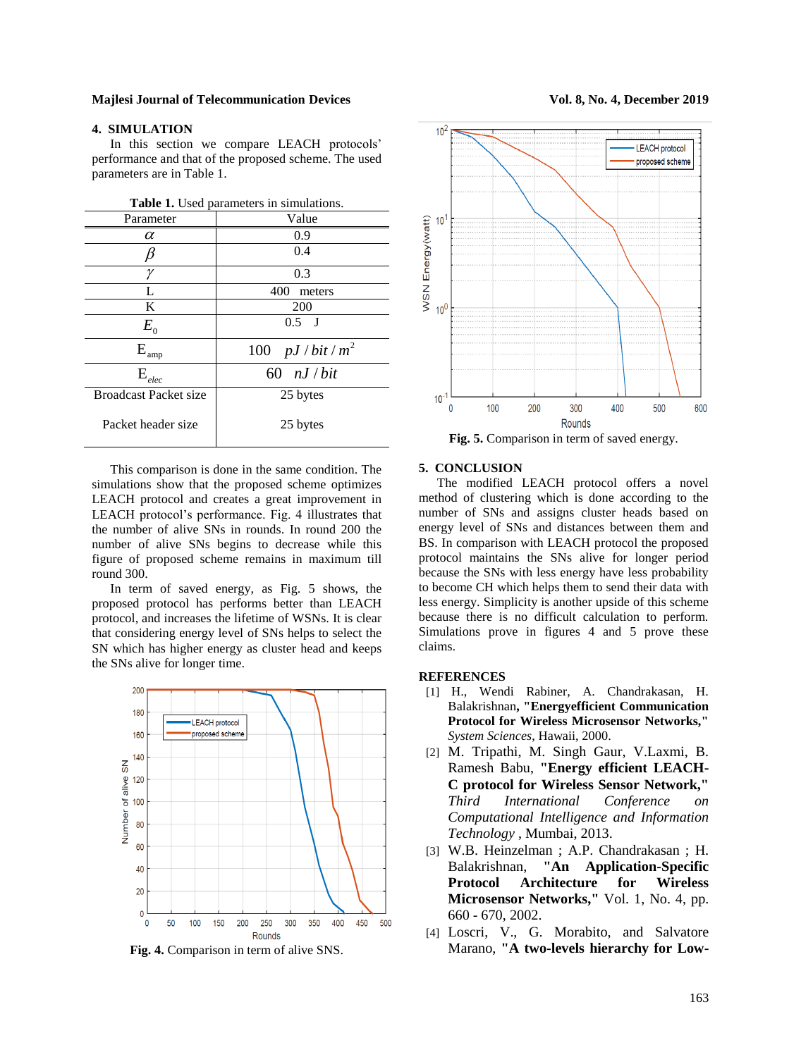## 4. SIMULATION

In this section we compare LEACH protocols' performance and that of the proposed scheme. The used parameters are in Table 1.

**Table 1.** Used parameters in simulations.

| Parameter | Value |
|---|---|
| $\alpha$ | 0.9 |
| $\beta$ | 0.4 |
| $\gamma$ | 0.3 |
| L | 400 meters |
| K | 200 |
| $E_0$ | 0.5 J |
| $E_{amp}$ | 100 $pJ/bit/m^2$ |
| $E_{elec}$ | 60 $nJ/bit$ |
| Broadcast Packet size | 25 bytes |
| Packet header size | 25 bytes |

This comparison is done in the same condition. The simulations show that the proposed scheme optimizes LEACH protocol and creates a great improvement in LEACH protocol's performance. Fig. 4 illustrates that the number of alive SNs in rounds. In round 200 the number of alive SNs begins to decrease while this figure of proposed scheme remains in maximum till round 300.

In term of saved energy, as Fig. 5 shows, the proposed protocol has performs better than LEACH protocol, and increases the lifetime of WSNs. It is clear that considering energy level of SNs helps to select the SN which has higher energy as cluster head and keeps the SNs alive for longer time.

**Fig. 4.** Comparison in term of alive SNS.

**Fig. 5.** Comparison in term of saved energy.

## 5. CONCLUSION

The modified LEACH protocol offers a novel method of clustering which is done according to the number of SNs and assigns cluster heads based on energy level of SNs and distances between them and BS. In comparison with LEACH protocol the proposed protocol maintains the SNs alive for longer period because the SNs with less energy have less probability to become CH which helps them to send their data with less energy. Simplicity is another upside of this scheme because there is no difficult calculation to perform. Simulations prove in figures 4 and 5 prove these claims.

## REFERENCES

[1] H., Wendi Rabiner, A. Chandrakasan, H. Balakrishnan, **"Energyefficient Communication Protocol for Wireless Microsensor Networks,"** *System Sciences*, Hawaii, 2000.

[2] M. Tripathi, M. Singh Gaur, V.Laxmi, B. Ramesh Babu, **"Energy efficient LEACH-C protocol for Wireless Sensor Network,"** *Third International Conference on Computational Intelligence and Information Technology* , Mumbai, 2013.

[3] W.B. Heinzelman ; A.P. Chandrakasan ; H. Balakrishnan, **"An Application-Specific Protocol Architecture for Wireless Microsensor Networks,"** Vol. 1, No. 4, pp. 660 - 670, 2002.

[4] Loscri, V., G. Morabito, and Salvatore Marano, **"A two-levels hierarchy for Low-**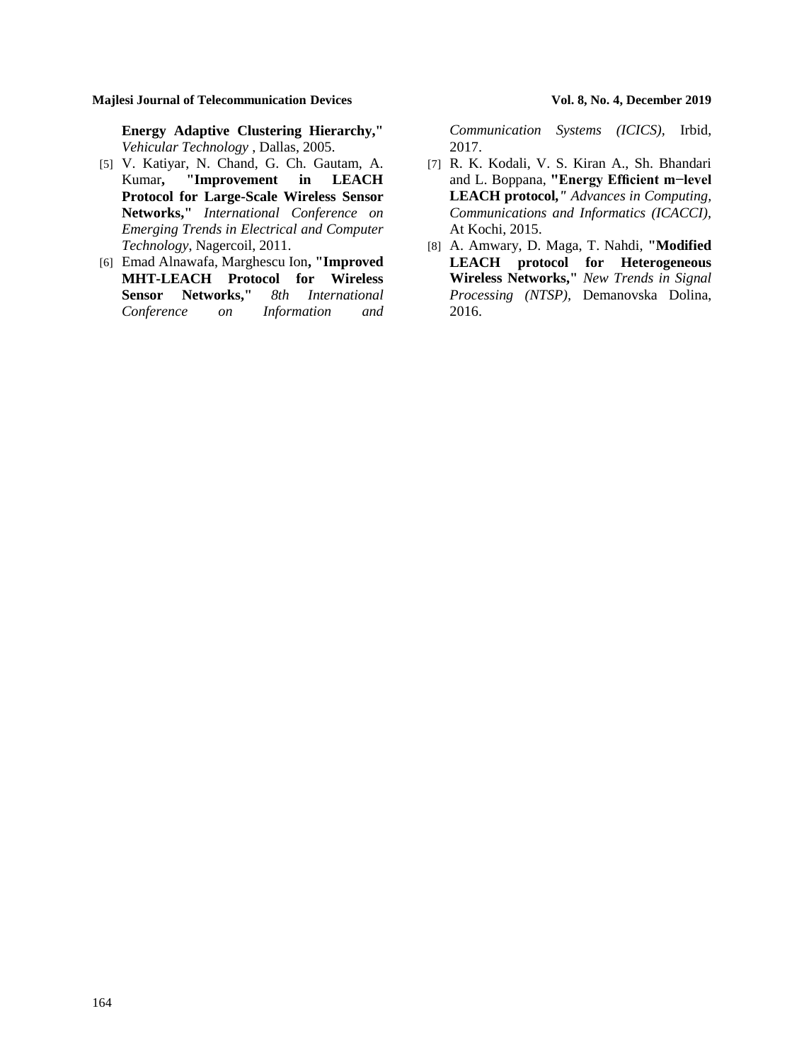**Energy Adaptive Clustering Hierarchy,"** *Vehicular Technology* , Dallas, 2005.

[5] V. Katiyar, N. Chand, G. Ch. Gautam, A. Kumar**, "Improvement in LEACH Protocol for Large-Scale Wireless Sensor Networks,"** *International Conference on Emerging Trends in Electrical and Computer Technology*, Nagercoil, 2011.

[6] Emad Alnawafa, Marghescu Ion**, "Improved MHT-LEACH Protocol for Wireless Sensor Networks,"** *8th International Conference on Information and Communication Systems (ICICS),* Irbid, 2017.

[7] R. K. Kodali, V. S. Kiran A., Sh. Bhandari and L. Boppana, **"Energy Efficient m−level LEACH protocol,"** *Advances in Computing, Communications and Informatics (ICACCI)*, At Kochi, 2015.

[8] A. Amwary, D. Maga, T. Nahdi, **"Modified LEACH protocol for Heterogeneous Wireless Networks,"** *New Trends in Signal Processing (NTSP)*, Demanovska Dolina, 2016.